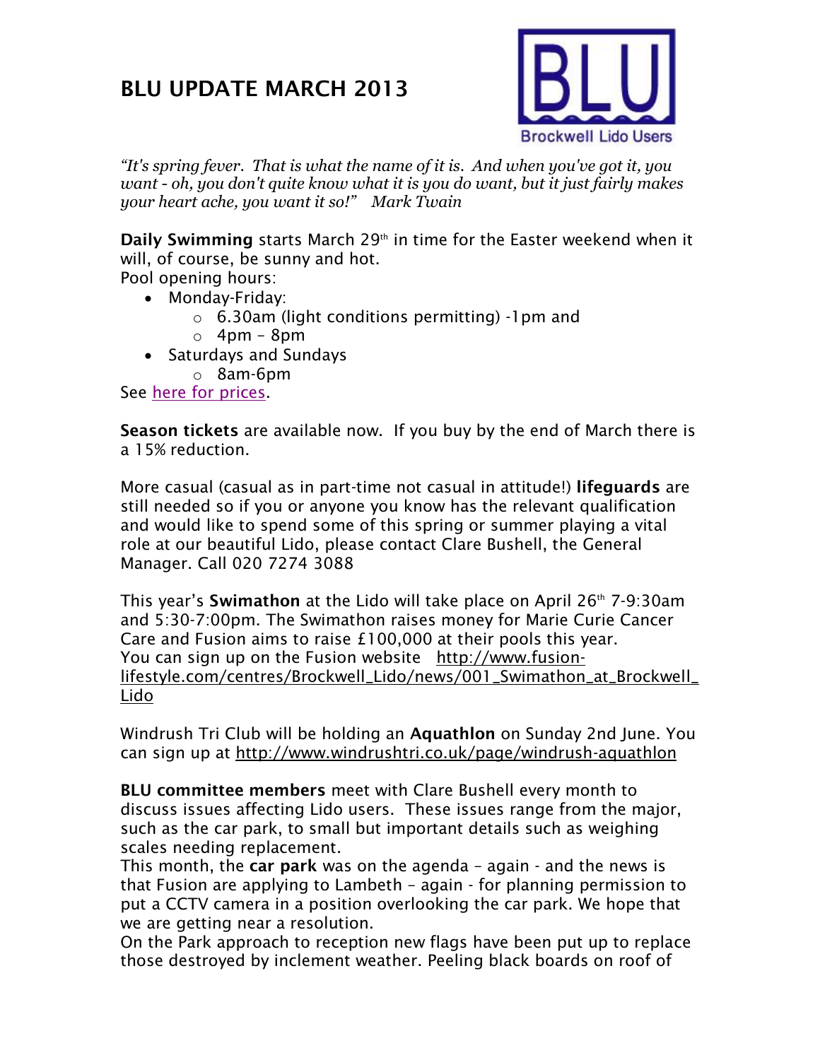# BLU UPDATE MARCH 2013

Brockwell Lido Users

*"It's spring fever. That is what the name of it is. And when you've got it, you want - oh, you don't quite know what it is you do want, but it just fairly makes your heart ache, you want it so!" Mark Twain*

**Daily Swimming** starts March 29th in time for the Easter weekend when it will, of course, be sunny and hot.

Pool opening hours:

- Monday-Friday:
  - 6.30am (light conditions permitting) -1pm and
  - 4pm – 8pm
- Saturdays and Sundays
  - 8am-6pm

See here for prices.

**Season tickets** are available now. If you buy by the end of March there is a 15% reduction.

More casual (casual as in part-time not casual in attitude!) **lifeguards** are still needed so if you or anyone you know has the relevant qualification and would like to spend some of this spring or summer playing a vital role at our beautiful Lido, please contact Clare Bushell, the General Manager. Call 020 7274 3088

This year's **Swimathon** at the Lido will take place on April 26th 7-9:30am and 5:30-7:00pm. The Swimathon raises money for Marie Curie Cancer Care and Fusion aims to raise £100,000 at their pools this year. You can sign up on the Fusion website http://www.fusion-lifestyle.com/centres/Brockwell_Lido/news/001_Swimathon_at_Brockwell_Lido

Windrush Tri Club will be holding an **Aquathlon** on Sunday 2nd June. You can sign up at http://www.windrushtri.co.uk/page/windrush-aquathlon

**BLU committee members** meet with Clare Bushell every month to discuss issues affecting Lido users. These issues range from the major, such as the car park, to small but important details such as weighing scales needing replacement.

This month, the **car park** was on the agenda – again - and the news is that Fusion are applying to Lambeth – again - for planning permission to put a CCTV camera in a position overlooking the car park. We hope that we are getting near a resolution.

On the Park approach to reception new flags have been put up to replace those destroyed by inclement weather. Peeling black boards on roof of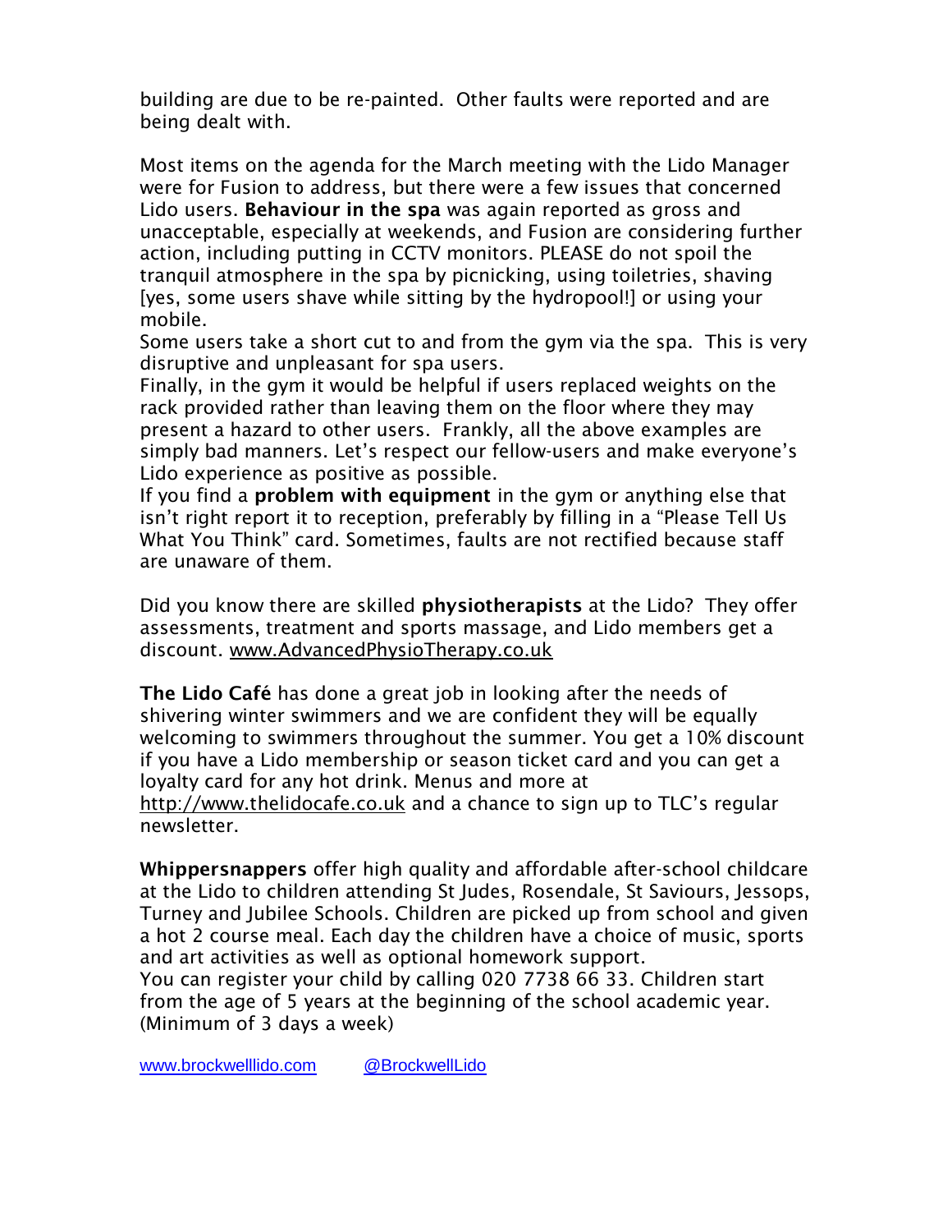building are due to be re-painted. Other faults were reported and are being dealt with.

Most items on the agenda for the March meeting with the Lido Manager were for Fusion to address, but there were a few issues that concerned Lido users. **Behaviour in the spa** was again reported as gross and unacceptable, especially at weekends, and Fusion are considering further action, including putting in CCTV monitors. PLEASE do not spoil the tranquil atmosphere in the spa by picnicking, using toiletries, shaving [yes, some users shave while sitting by the hydropool!] or using your mobile.
Some users take a short cut to and from the gym via the spa. This is very disruptive and unpleasant for spa users.
Finally, in the gym it would be helpful if users replaced weights on the rack provided rather than leaving them on the floor where they may present a hazard to other users. Frankly, all the above examples are simply bad manners. Let's respect our fellow-users and make everyone's Lido experience as positive as possible.
If you find a **problem with equipment** in the gym or anything else that isn't right report it to reception, preferably by filling in a "Please Tell Us What You Think" card. Sometimes, faults are not rectified because staff are unaware of them.

Did you know there are skilled **physiotherapists** at the Lido? They offer assessments, treatment and sports massage, and Lido members get a discount. www.AdvancedPhysioTherapy.co.uk

**The Lido Café** has done a great job in looking after the needs of shivering winter swimmers and we are confident they will be equally welcoming to swimmers throughout the summer. You get a 10% discount if you have a Lido membership or season ticket card and you can get a loyalty card for any hot drink. Menus and more at http://www.thelidocafe.co.uk and a chance to sign up to TLC's regular newsletter.

**Whippersnappers** offer high quality and affordable after-school childcare at the Lido to children attending St Judes, Rosendale, St Saviours, Jessops, Turney and Jubilee Schools. Children are picked up from school and given a hot 2 course meal. Each day the children have a choice of music, sports and art activities as well as optional homework support.
You can register your child by calling 020 7738 66 33. Children start from the age of 5 years at the beginning of the school academic year. (Minimum of 3 days a week)

www.brockwelllido.com @BrockwellLido